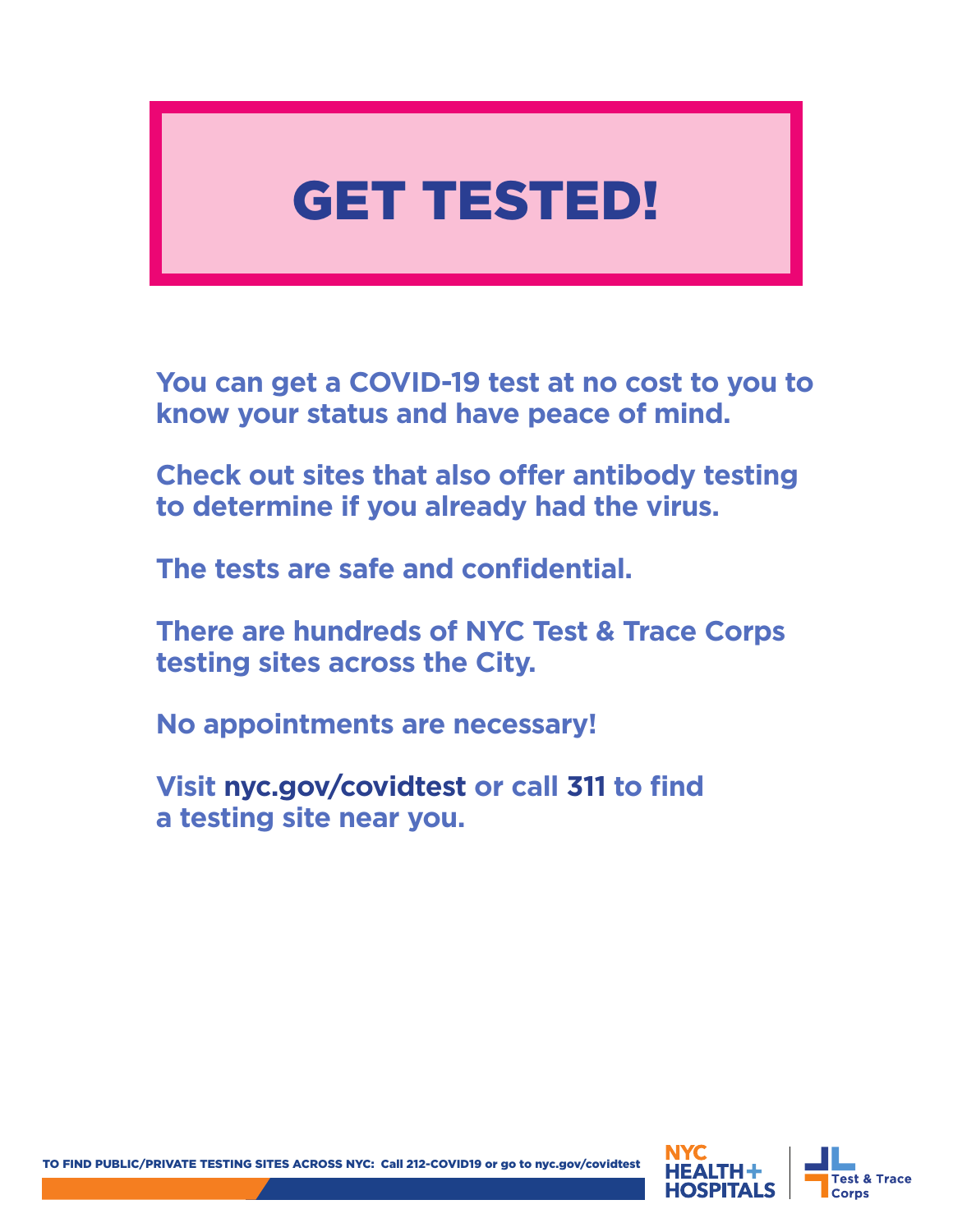# GET TESTED!

**You can get a COVID-19 test at no cost to you to know your status and have peace of mind.**

**Check out sites that also offer antibody testing to determine if you already had the virus.**

**The tests are safe and confidential.**

**There are hundreds of NYC Test & Trace Corps testing sites across the City.**

**No appointments are necessary!**

**Visit nyc.gov/covidtest or call 311 to find a testing site near you.**

TO FIND PUBLIC/PRIVATE TESTING SITES ACROSS NYC: Call 212-COVID19 or go to nyc.gov/covidtest

NYC HEALTH+ HOSPITALS | Test & Trace Corps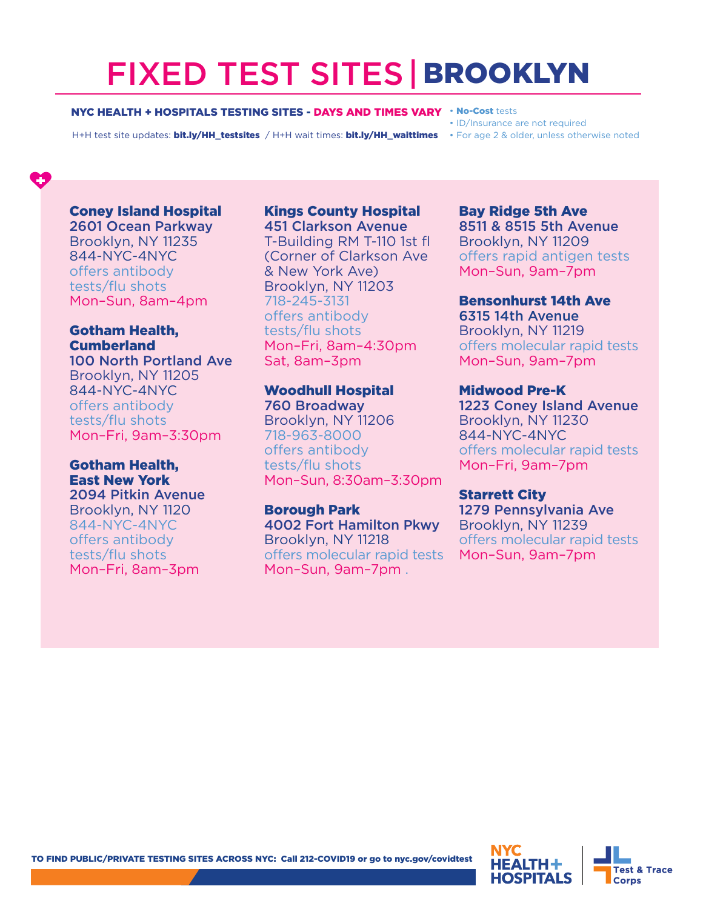# FIXED TEST SITES | BROOKLYN

**NYC HEALTH + HOSPITALS TESTING SITES - DAYS AND TIMES VARY**

H+H test site updates: **bit.ly/HH_testsites** / H+H wait times: **bit.ly/HH_waittimes**

- **No-Cost** tests
- ID/Insurance are not required
- For age 2 & older, unless otherwise noted

**Coney Island Hospital**
**2601 Ocean Parkway**
Brooklyn, NY 11235
844-NYC-4NYC
offers antibody tests/flu shots
Mon–Sun, 8am–4pm

**Gotham Health, Cumberland**
**100 North Portland Ave**
Brooklyn, NY 11205
844-NYC-4NYC
offers antibody tests/flu shots
Mon–Fri, 9am–3:30pm

**Gotham Health, East New York**
**2094 Pitkin Avenue**
Brooklyn, NY 1120
844-NYC-4NYC
offers antibody tests/flu shots
Mon–Fri, 8am–3pm

**Kings County Hospital**
**451 Clarkson Avenue**
T-Building RM T-110 1st fl (Corner of Clarkson Ave & New York Ave)
Brooklyn, NY 11203
718-245-3131
offers antibody tests/flu shots
Mon–Fri, 8am–4:30pm
Sat, 8am–3pm

**Woodhull Hospital**
**760 Broadway**
Brooklyn, NY 11206
718-963-8000
offers antibody tests/flu shots
Mon–Sun, 8:30am–3:30pm

**Borough Park**
**4002 Fort Hamilton Pkwy**
Brooklyn, NY 11218
offers molecular rapid tests
Mon–Sun, 9am–7pm .

**Bay Ridge 5th Ave**
**8511 & 8515 5th Avenue**
Brooklyn, NY 11209
offers rapid antigen tests
Mon–Sun, 9am–7pm

**Bensonhurst 14th Ave**
**6315 14th Avenue**
Brooklyn, NY 11219
offers molecular rapid tests
Mon–Sun, 9am–7pm

**Midwood Pre-K**
**1223 Coney Island Avenue**
Brooklyn, NY 11230
844-NYC-4NYC
offers molecular rapid tests
Mon–Fri, 9am–7pm

**Starrett City**
**1279 Pennsylvania Ave**
Brooklyn, NY 11239
offers molecular rapid tests
Mon–Sun, 9am–7pm

**TO FIND PUBLIC/PRIVATE TESTING SITES ACROSS NYC: Call 212-COVID19 or go to nyc.gov/covidtest**

NYC HEALTH + HOSPITALS | Test & Trace Corps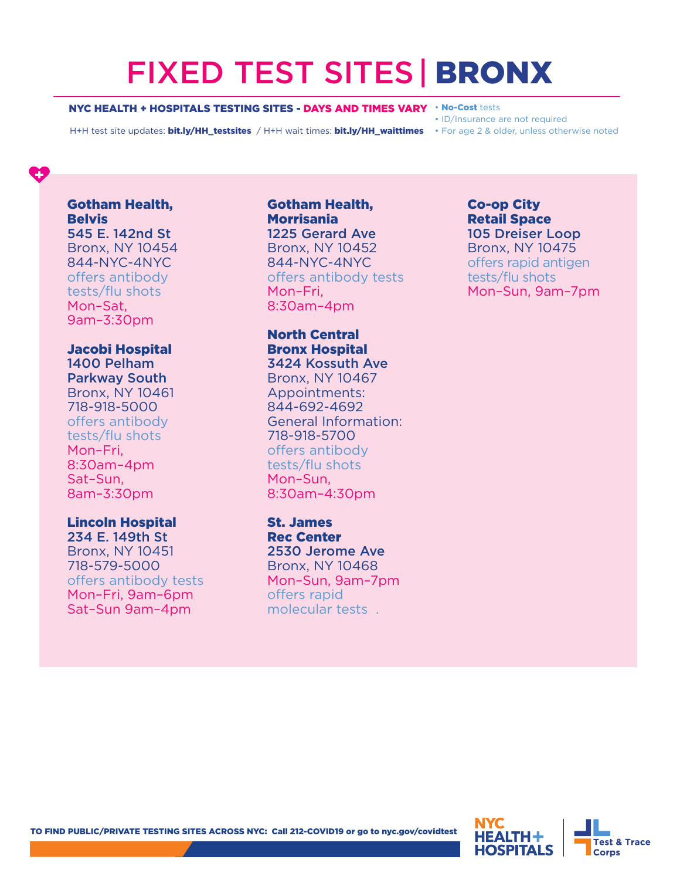# FIXED TEST SITES | BRONX

**NYC HEALTH + HOSPITALS TESTING SITES - DAYS AND TIMES VARY**

H+H test site updates: **bit.ly/HH_testsites** / H+H wait times: **bit.ly/HH_waittimes**

- **No-Cost** tests
- ID/Insurance are not required
- For age 2 & older, unless otherwise noted

**Gotham Health, Belvis**
545 E. 142nd St
Bronx, NY 10454
844-NYC-4NYC
offers antibody tests/flu shots
Mon–Sat, 9am–3:30pm

**Jacobi Hospital**
1400 Pelham Parkway South
Bronx, NY 10461
718-918-5000
offers antibody tests/flu shots
Mon–Fri, 8:30am–4pm
Sat–Sun, 8am–3:30pm

**Lincoln Hospital**
234 E. 149th St
Bronx, NY 10451
718-579-5000
offers antibody tests
Mon–Fri, 9am–6pm
Sat–Sun 9am–4pm

**Gotham Health, Morrisania**
1225 Gerard Ave
Bronx, NY 10452
844-NYC-4NYC
offers antibody tests
Mon–Fri, 8:30am–4pm

**North Central Bronx Hospital**
3424 Kossuth Ave
Bronx, NY 10467
Appointments: 844-692-4692
General Information: 718-918-5700
offers antibody tests/flu shots
Mon–Sun, 8:30am–4:30pm

**St. James Rec Center**
2530 Jerome Ave
Bronx, NY 10468
Mon–Sun, 9am–7pm
offers rapid molecular tests .

**Co-op City Retail Space**
105 Dreiser Loop
Bronx, NY 10475
offers rapid antigen tests/flu shots
Mon–Sun, 9am–7pm

**TO FIND PUBLIC/PRIVATE TESTING SITES ACROSS NYC: Call 212-COVID19 or go to nyc.gov/covidtest**

NYC HEALTH + HOSPITALS | Test & Trace Corps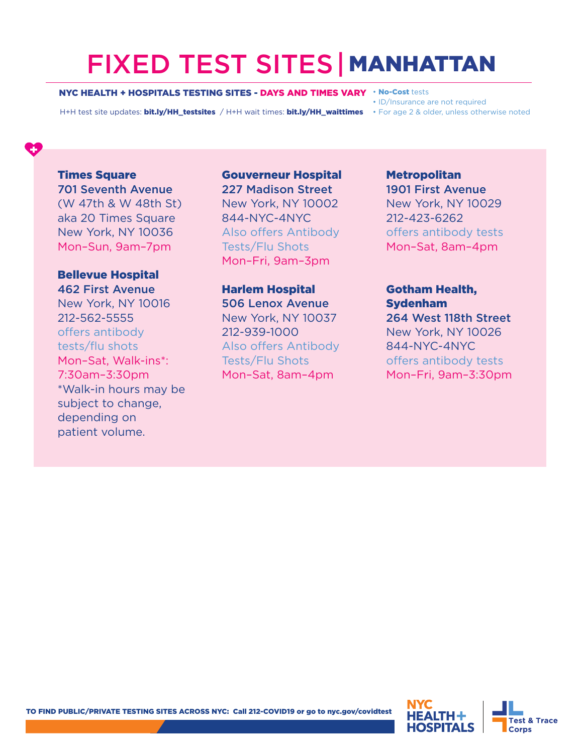# FIXED TEST SITES | MANHATTAN

**NYC HEALTH + HOSPITALS TESTING SITES - DAYS AND TIMES VARY**

H+H test site updates: **bit.ly/HH_testsites** / H+H wait times: **bit.ly/HH_waittimes**

- **No-Cost** tests
- ID/Insurance are not required
- For age 2 & older, unless otherwise noted

### Times Square

**701 Seventh Avenue**
(W 47th & W 48th St)
aka 20 Times Square
New York, NY 10036
Mon–Sun, 9am–7pm

### Bellevue Hospital

**462 First Avenue**
New York, NY 10016
212-562-5555
offers antibody tests/flu shots
Mon–Sat, Walk-ins*: 7:30am–3:30pm
*Walk-in hours may be subject to change, depending on patient volume.

### Gouverneur Hospital

**227 Madison Street**
New York, NY 10002
844-NYC-4NYC
Also offers Antibody Tests/Flu Shots
Mon–Fri, 9am–3pm

### Harlem Hospital

**506 Lenox Avenue**
New York, NY 10037
212-939-1000
Also offers Antibody Tests/Flu Shots
Mon–Sat, 8am–4pm

### Metropolitan

**1901 First Avenue**
New York, NY 10029
212-423-6262
offers antibody tests
Mon–Sat, 8am–4pm

### Gotham Health, Sydenham

**264 West 118th Street**
New York, NY 10026
844-NYC-4NYC
offers antibody tests
Mon–Fri, 9am–3:30pm

**TO FIND PUBLIC/PRIVATE TESTING SITES ACROSS NYC: Call 212-COVID19 or go to nyc.gov/covidtest**

NYC HEALTH + HOSPITALS | Test & Trace Corps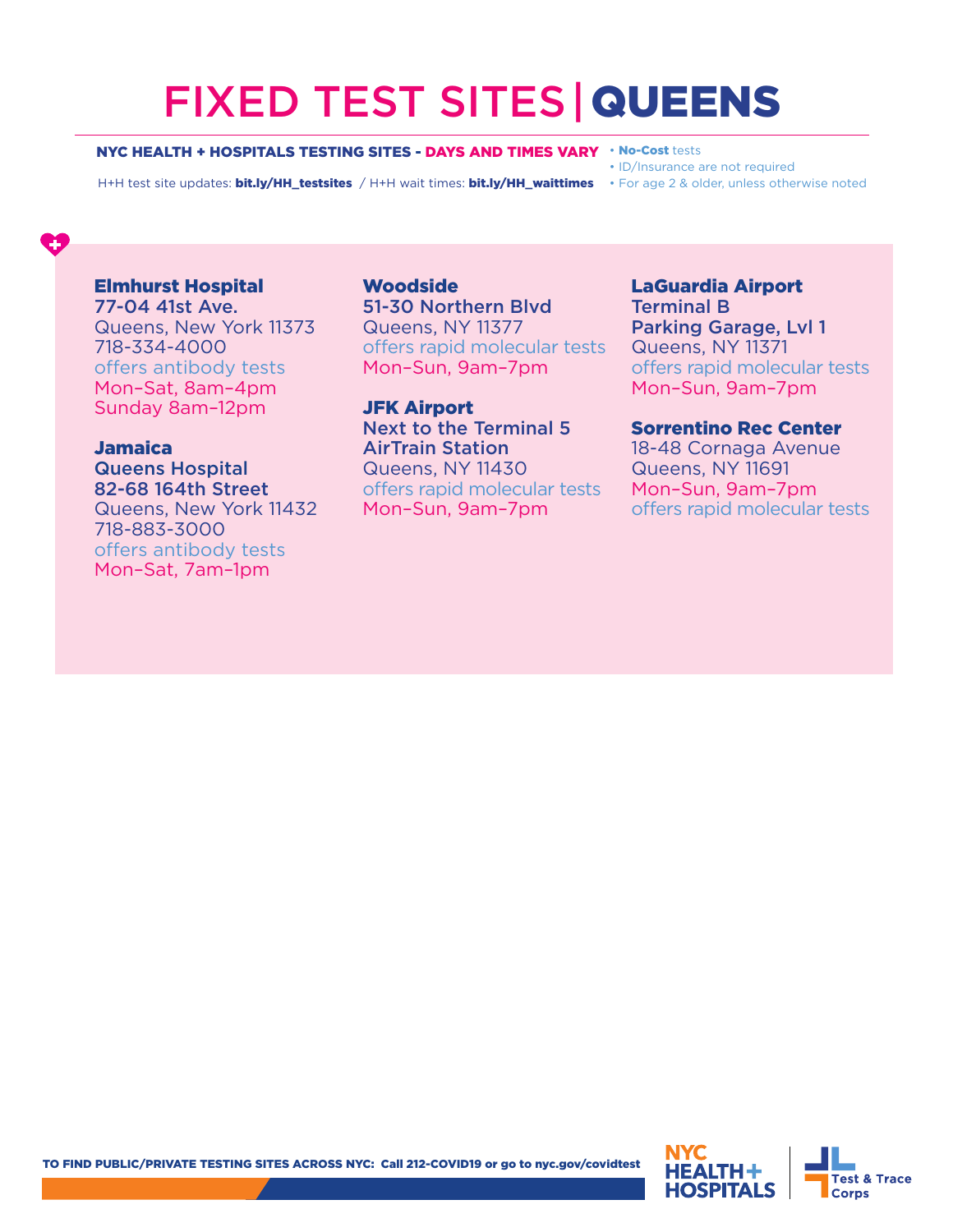# FIXED TEST SITES | QUEENS

**NYC HEALTH + HOSPITALS TESTING SITES - DAYS AND TIMES VARY**

H+H test site updates: **bit.ly/HH_testsites** / H+H wait times: **bit.ly/HH_waittimes**

- **No-Cost** tests
- ID/Insurance are not required
- For age 2 & older, unless otherwise noted

### Elmhurst Hospital
**77-04 41st Ave.**
Queens, New York 11373
718-334-4000
offers antibody tests
Mon–Sat, 8am–4pm
Sunday 8am–12pm

### Jamaica
**Queens Hospital**
**82-68 164th Street**
Queens, New York 11432
718-883-3000
offers antibody tests
Mon–Sat, 7am–1pm

### Woodside
**51-30 Northern Blvd**
Queens, NY 11377
offers rapid molecular tests
Mon–Sun, 9am–7pm

### JFK Airport
**Next to the Terminal 5**
**AirTrain Station**
Queens, NY 11430
offers rapid molecular tests
Mon–Sun, 9am–7pm

### LaGuardia Airport
**Terminal B**
**Parking Garage, Lvl 1**
Queens, NY 11371
offers rapid molecular tests
Mon–Sun, 9am–7pm

### Sorrentino Rec Center
18-48 Cornaga Avenue
Queens, NY 11691
Mon–Sun, 9am–7pm
offers rapid molecular tests

**TO FIND PUBLIC/PRIVATE TESTING SITES ACROSS NYC: Call 212-COVID19 or go to nyc.gov/covidtest**

NYC HEALTH + HOSPITALS | Test & Trace Corps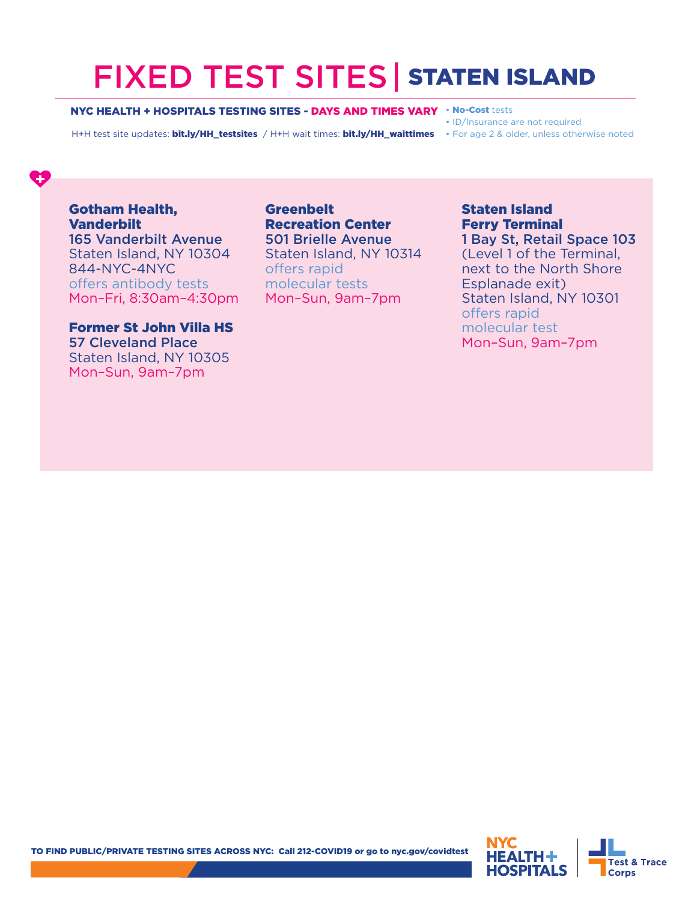# FIXED TEST SITES | STATEN ISLAND

**NYC HEALTH + HOSPITALS TESTING SITES - DAYS AND TIMES VARY**

H+H test site updates: **bit.ly/HH_testsites** / H+H wait times: **bit.ly/HH_waittimes**

- **No-Cost** tests
- ID/Insurance are not required
- For age 2 & older, unless otherwise noted

**Gotham Health, Vanderbilt**
165 Vanderbilt Avenue
Staten Island, NY 10304
844-NYC-4NYC
offers antibody tests
Mon–Fri, 8:30am–4:30pm

**Former St John Villa HS**
57 Cleveland Place
Staten Island, NY 10305
Mon–Sun, 9am–7pm

**Greenbelt Recreation Center**
501 Brielle Avenue
Staten Island, NY 10314
offers rapid molecular tests
Mon–Sun, 9am–7pm

**Staten Island Ferry Terminal**
1 Bay St, Retail Space 103
(Level 1 of the Terminal, next to the North Shore Esplanade exit)
Staten Island, NY 10301
offers rapid molecular test
Mon–Sun, 9am–7pm

**TO FIND PUBLIC/PRIVATE TESTING SITES ACROSS NYC: Call 212-COVID19 or go to nyc.gov/covidtest**

NYC HEALTH + HOSPITALS | Test & Trace Corps